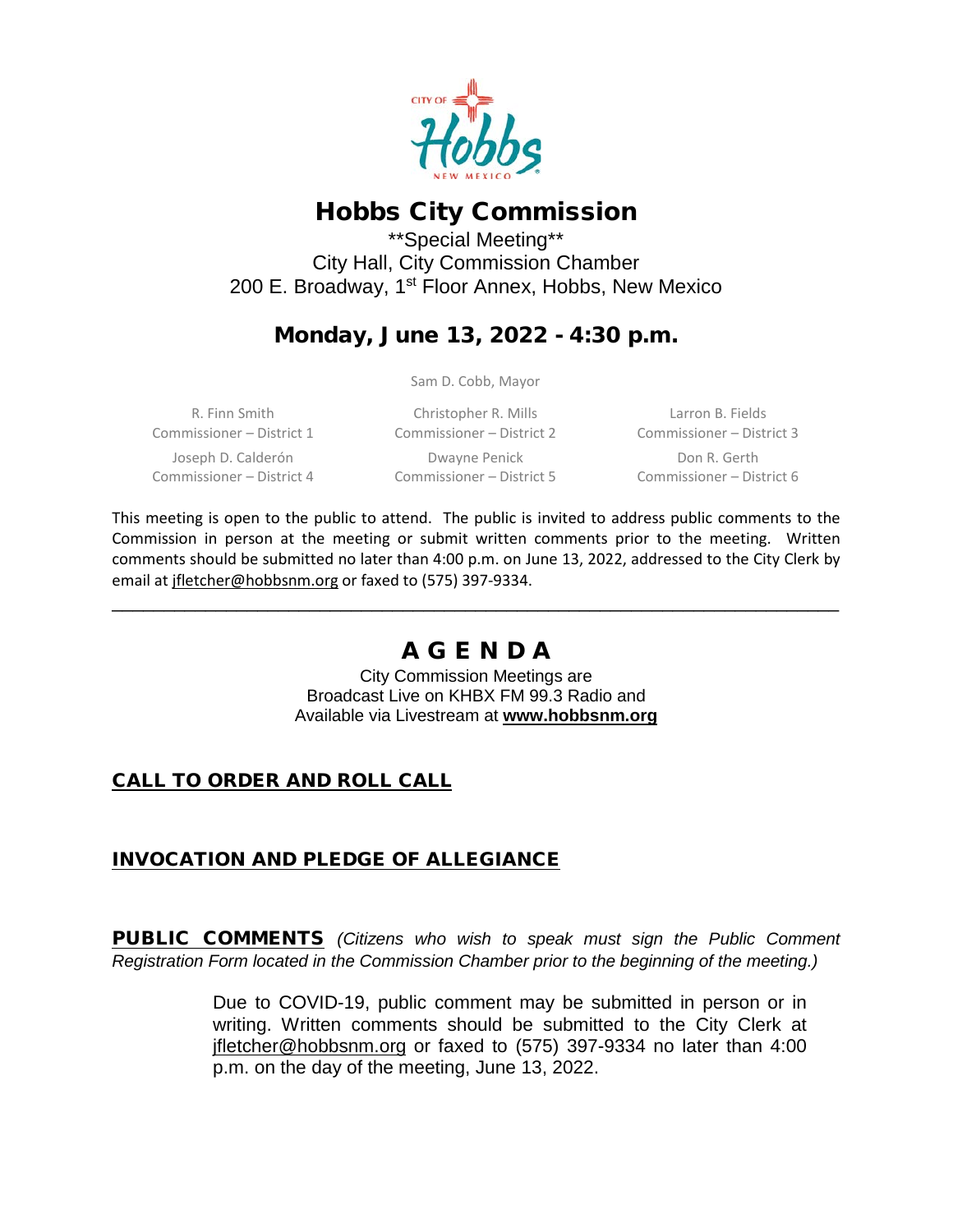# Hobbs City Commission

**Special Meeting**
City Hall, City Commission Chamber
200 E. Broadway, 1st Floor Annex, Hobbs, New Mexico

## Monday, June 13, 2022 - 4:30 p.m.

Sam D. Cobb, Mayor

| | | |
|---|---|---|
| R. Finn Smith<br>Commissioner – District 1 | Christopher R. Mills<br>Commissioner – District 2 | Larron B. Fields<br>Commissioner – District 3 |
| Joseph D. Calderón<br>Commissioner – District 4 | Dwayne Penick<br>Commissioner – District 5 | Don R. Gerth<br>Commissioner – District 6 |

This meeting is open to the public to attend. The public is invited to address public comments to the Commission in person at the meeting or submit written comments prior to the meeting. Written comments should be submitted no later than 4:00 p.m. on June 13, 2022, addressed to the City Clerk by email at jfletcher@hobbsnm.org or faxed to (575) 397-9334.

---

## A G E N D A

City Commission Meetings are
Broadcast Live on KHBX FM 99.3 Radio and
Available via Livestream at **www.hobbsnm.org**

### CALL TO ORDER AND ROLL CALL

### INVOCATION AND PLEDGE OF ALLEGIANCE

**PUBLIC COMMENTS** *(Citizens who wish to speak must sign the Public Comment Registration Form located in the Commission Chamber prior to the beginning of the meeting.)*

Due to COVID-19, public comment may be submitted in person or in writing. Written comments should be submitted to the City Clerk at jfletcher@hobbsnm.org or faxed to (575) 397-9334 no later than 4:00 p.m. on the day of the meeting, June 13, 2022.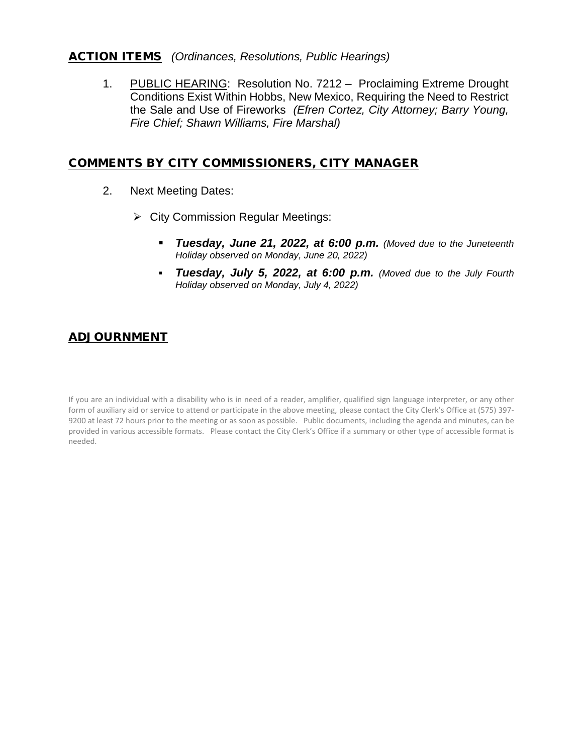## ACTION ITEMS *(Ordinances, Resolutions, Public Hearings)*

1. PUBLIC HEARING: Resolution No. 7212 – Proclaiming Extreme Drought Conditions Exist Within Hobbs, New Mexico, Requiring the Need to Restrict the Sale and Use of Fireworks *(Efren Cortez, City Attorney; Barry Young, Fire Chief; Shawn Williams, Fire Marshal)*

## COMMENTS BY CITY COMMISSIONERS, CITY MANAGER

2. Next Meeting Dates:

   - City Commission Regular Meetings:

     - ***Tuesday, June 21, 2022, at 6:00 p.m.*** *(Moved due to the Juneteenth Holiday observed on Monday, June 20, 2022)*
     - ***Tuesday, July 5, 2022, at 6:00 p.m.*** *(Moved due to the July Fourth Holiday observed on Monday, July 4, 2022)*

## ADJOURNMENT

If you are an individual with a disability who is in need of a reader, amplifier, qualified sign language interpreter, or any other form of auxiliary aid or service to attend or participate in the above meeting, please contact the City Clerk's Office at (575) 397-9200 at least 72 hours prior to the meeting or as soon as possible. Public documents, including the agenda and minutes, can be provided in various accessible formats. Please contact the City Clerk's Office if a summary or other type of accessible format is needed.